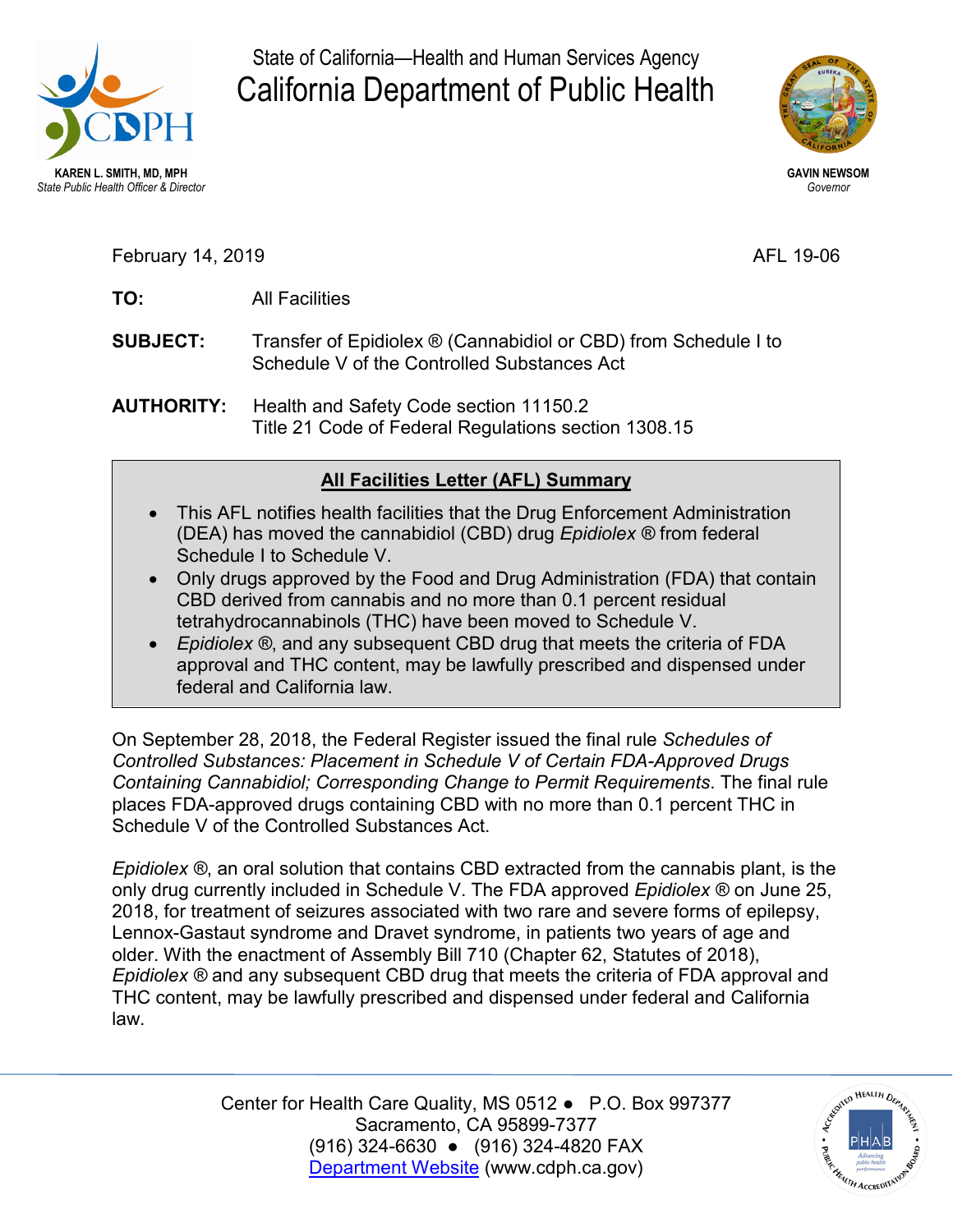State of California—Health and Human Services Agency

# California Department of Public Health

**KAREN L. SMITH, MD, MPH**
*State Public Health Officer & Director*

**GAVIN NEWSOM**
*Governor*

February 14, 2019 AFL 19-06

**TO:** All Facilities

**SUBJECT:** Transfer of Epidiolex ® (Cannabidiol or CBD) from Schedule I to Schedule V of the Controlled Substances Act

**AUTHORITY:** Health and Safety Code section 11150.2
Title 21 Code of Federal Regulations section 1308.15

**All Facilities Letter (AFL) Summary**

- This AFL notifies health facilities that the Drug Enforcement Administration (DEA) has moved the cannabidiol (CBD) drug *Epidiolex* ® from federal Schedule I to Schedule V.
- Only drugs approved by the Food and Drug Administration (FDA) that contain CBD derived from cannabis and no more than 0.1 percent residual tetrahydrocannabinols (THC) have been moved to Schedule V.
- *Epidiolex* ®, and any subsequent CBD drug that meets the criteria of FDA approval and THC content, may be lawfully prescribed and dispensed under federal and California law.

On September 28, 2018, the Federal Register issued the final rule *Schedules of Controlled Substances: Placement in Schedule V of Certain FDA-Approved Drugs Containing Cannabidiol; Corresponding Change to Permit Requirements*. The final rule places FDA-approved drugs containing CBD with no more than 0.1 percent THC in Schedule V of the Controlled Substances Act.

*Epidiolex* ®, an oral solution that contains CBD extracted from the cannabis plant, is the only drug currently included in Schedule V. The FDA approved *Epidiolex* ® on June 25, 2018, for treatment of seizures associated with two rare and severe forms of epilepsy, Lennox-Gastaut syndrome and Dravet syndrome, in patients two years of age and older. With the enactment of Assembly Bill 710 (Chapter 62, Statutes of 2018), *Epidiolex* ® and any subsequent CBD drug that meets the criteria of FDA approval and THC content, may be lawfully prescribed and dispensed under federal and California law.

Center for Health Care Quality, MS 0512 ● P.O. Box 997377
Sacramento, CA 95899-7377
(916) 324-6630 ● (916) 324-4820 FAX
[Department Website](www.cdph.ca.gov) (www.cdph.ca.gov)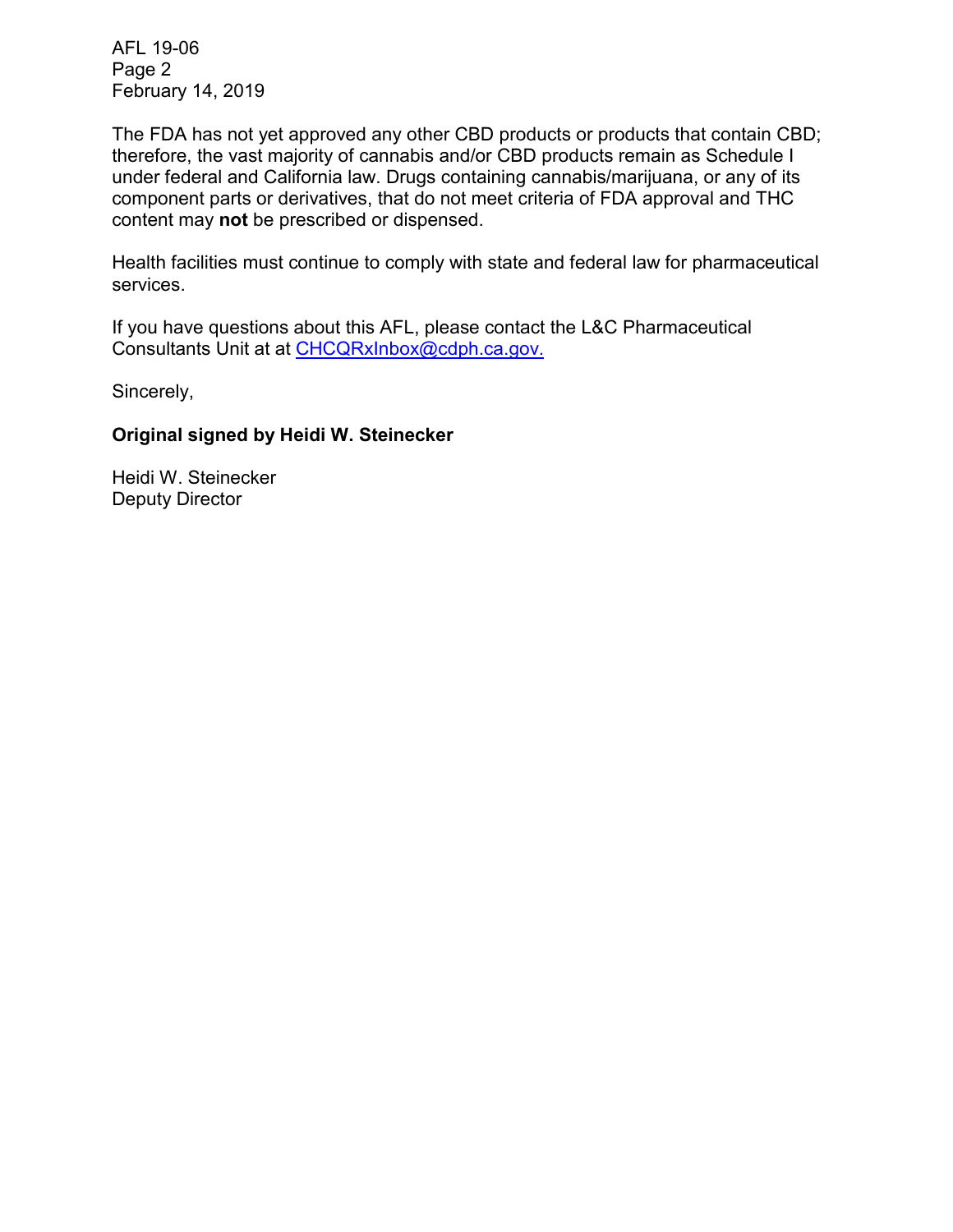The FDA has not yet approved any other CBD products or products that contain CBD; therefore, the vast majority of cannabis and/or CBD products remain as Schedule I under federal and California law. Drugs containing cannabis/marijuana, or any of its component parts or derivatives, that do not meet criteria of FDA approval and THC content may **not** be prescribed or dispensed.

Health facilities must continue to comply with state and federal law for pharmaceutical services.

If you have questions about this AFL, please contact the L&C Pharmaceutical Consultants Unit at at CHCQRxInbox@cdph.ca.gov.

Sincerely,

**Original signed by Heidi W. Steinecker**

Heidi W. Steinecker
Deputy Director